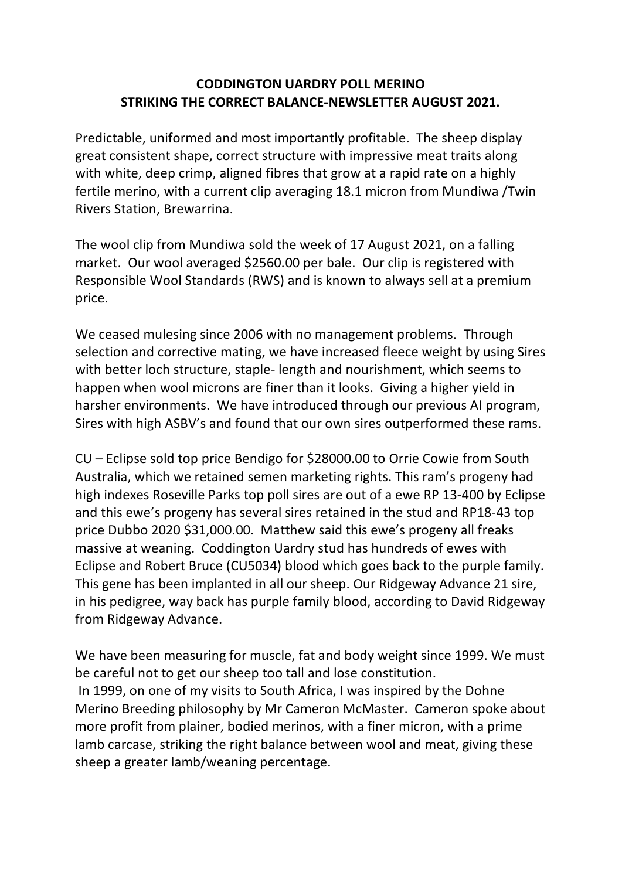**CODDINGTON UARDRY POLL MERINO**
**STRIKING THE CORRECT BALANCE-NEWSLETTER AUGUST 2021.**

Predictable, uniformed and most importantly profitable. The sheep display great consistent shape, correct structure with impressive meat traits along with white, deep crimp, aligned fibres that grow at a rapid rate on a highly fertile merino, with a current clip averaging 18.1 micron from Mundiwa /Twin Rivers Station, Brewarrina.

The wool clip from Mundiwa sold the week of 17 August 2021, on a falling market. Our wool averaged $2560.00 per bale. Our clip is registered with Responsible Wool Standards (RWS) and is known to always sell at a premium price.

We ceased mulesing since 2006 with no management problems. Through selection and corrective mating, we have increased fleece weight by using Sires with better loch structure, staple- length and nourishment, which seems to happen when wool microns are finer than it looks. Giving a higher yield in harsher environments. We have introduced through our previous AI program, Sires with high ASBV's and found that our own sires outperformed these rams.

CU – Eclipse sold top price Bendigo for $28000.00 to Orrie Cowie from South Australia, which we retained semen marketing rights. This ram's progeny had high indexes Roseville Parks top poll sires are out of a ewe RP 13-400 by Eclipse and this ewe's progeny has several sires retained in the stud and RP18-43 top price Dubbo 2020 $31,000.00. Matthew said this ewe's progeny all freaks massive at weaning. Coddington Uardry stud has hundreds of ewes with Eclipse and Robert Bruce (CU5034) blood which goes back to the purple family. This gene has been implanted in all our sheep. Our Ridgeway Advance 21 sire, in his pedigree, way back has purple family blood, according to David Ridgeway from Ridgeway Advance.

We have been measuring for muscle, fat and body weight since 1999. We must be careful not to get our sheep too tall and lose constitution.
In 1999, on one of my visits to South Africa, I was inspired by the Dohne Merino Breeding philosophy by Mr Cameron McMaster. Cameron spoke about more profit from plainer, bodied merinos, with a finer micron, with a prime lamb carcase, striking the right balance between wool and meat, giving these sheep a greater lamb/weaning percentage.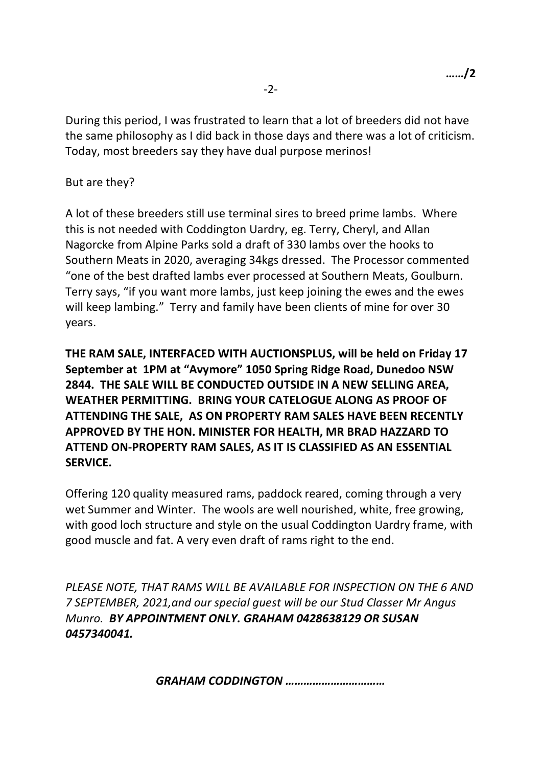During this period, I was frustrated to learn that a lot of breeders did not have the same philosophy as I did back in those days and there was a lot of criticism. Today, most breeders say they have dual purpose merinos!

But are they?

A lot of these breeders still use terminal sires to breed prime lambs. Where this is not needed with Coddington Uardry, eg. Terry, Cheryl, and Allan Nagorcke from Alpine Parks sold a draft of 330 lambs over the hooks to Southern Meats in 2020, averaging 34kgs dressed. The Processor commented "one of the best drafted lambs ever processed at Southern Meats, Goulburn. Terry says, "if you want more lambs, just keep joining the ewes and the ewes will keep lambing." Terry and family have been clients of mine for over 30 years.

**THE RAM SALE, INTERFACED WITH AUCTIONSPLUS, will be held on Friday 17 September at 1PM at "Avymore" 1050 Spring Ridge Road, Dunedoo NSW 2844. THE SALE WILL BE CONDUCTED OUTSIDE IN A NEW SELLING AREA, WEATHER PERMITTING. BRING YOUR CATELOGUE ALONG AS PROOF OF ATTENDING THE SALE, AS ON PROPERTY RAM SALES HAVE BEEN RECENTLY APPROVED BY THE HON. MINISTER FOR HEALTH, MR BRAD HAZZARD TO ATTEND ON-PROPERTY RAM SALES, AS IT IS CLASSIFIED AS AN ESSENTIAL SERVICE.**

Offering 120 quality measured rams, paddock reared, coming through a very wet Summer and Winter. The wools are well nourished, white, free growing, with good loch structure and style on the usual Coddington Uardry frame, with good muscle and fat. A very even draft of rams right to the end.

*PLEASE NOTE, THAT RAMS WILL BE AVAILABLE FOR INSPECTION ON THE 6 AND 7 SEPTEMBER, 2021,and our special guest will be our Stud Classer Mr Angus Munro.* ***BY APPOINTMENT ONLY. GRAHAM 0428638129 OR SUSAN 0457340041.***

***GRAHAM CODDINGTON ……………………………***